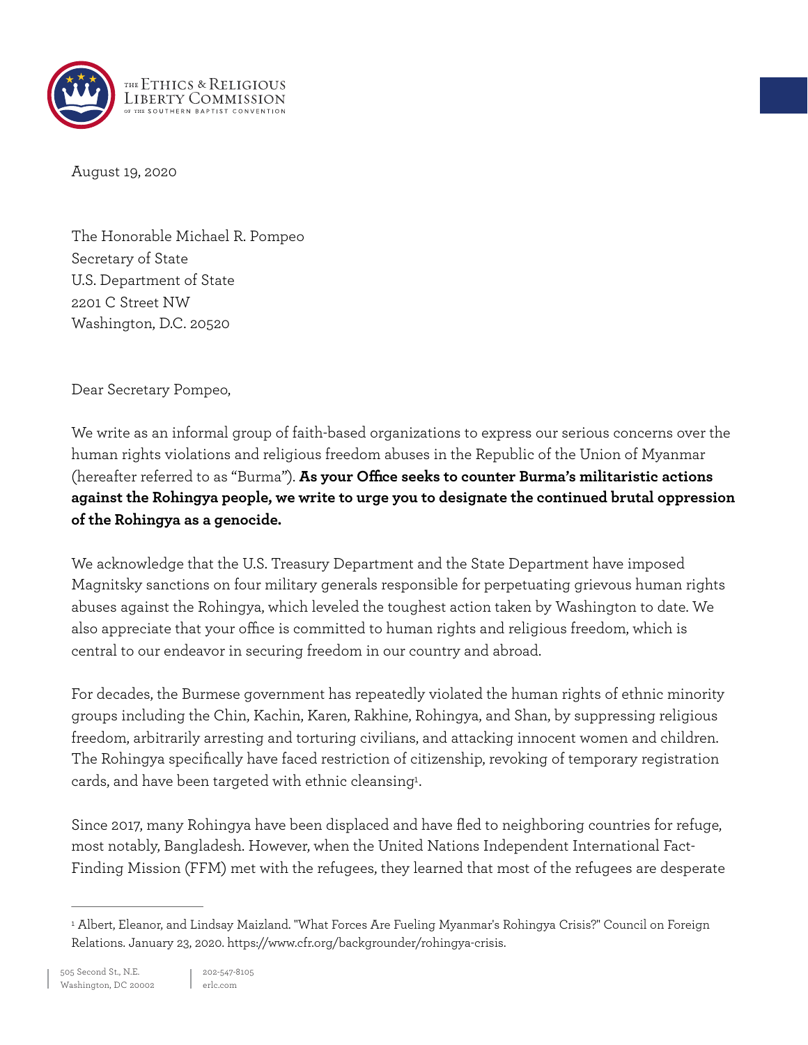THE ETHICS & RELIGIOUS LIBERTY COMMISSION OF THE SOUTHERN BAPTIST CONVENTION

August 19, 2020

The Honorable Michael R. Pompeo
Secretary of State
U.S. Department of State
2201 C Street NW
Washington, D.C. 20520

Dear Secretary Pompeo,

We write as an informal group of faith-based organizations to express our serious concerns over the human rights violations and religious freedom abuses in the Republic of the Union of Myanmar (hereafter referred to as "Burma"). **As your Office seeks to counter Burma's militaristic actions against the Rohingya people, we write to urge you to designate the continued brutal oppression of the Rohingya as a genocide.**

We acknowledge that the U.S. Treasury Department and the State Department have imposed Magnitsky sanctions on four military generals responsible for perpetuating grievous human rights abuses against the Rohingya, which leveled the toughest action taken by Washington to date. We also appreciate that your office is committed to human rights and religious freedom, which is central to our endeavor in securing freedom in our country and abroad.

For decades, the Burmese government has repeatedly violated the human rights of ethnic minority groups including the Chin, Kachin, Karen, Rakhine, Rohingya, and Shan, by suppressing religious freedom, arbitrarily arresting and torturing civilians, and attacking innocent women and children. The Rohingya specifically have faced restriction of citizenship, revoking of temporary registration cards, and have been targeted with ethnic cleansing[1].

Since 2017, many Rohingya have been displaced and have fled to neighboring countries for refuge, most notably, Bangladesh. However, when the United Nations Independent International Fact-Finding Mission (FFM) met with the refugees, they learned that most of the refugees are desperate

[1] Albert, Eleanor, and Lindsay Maizland. "What Forces Are Fueling Myanmar's Rohingya Crisis?" Council on Foreign Relations. January 23, 2020. https://www.cfr.org/backgrounder/rohingya-crisis.

505 Second St., N.E.
Washington, DC 20002

202-547-8105
erlc.com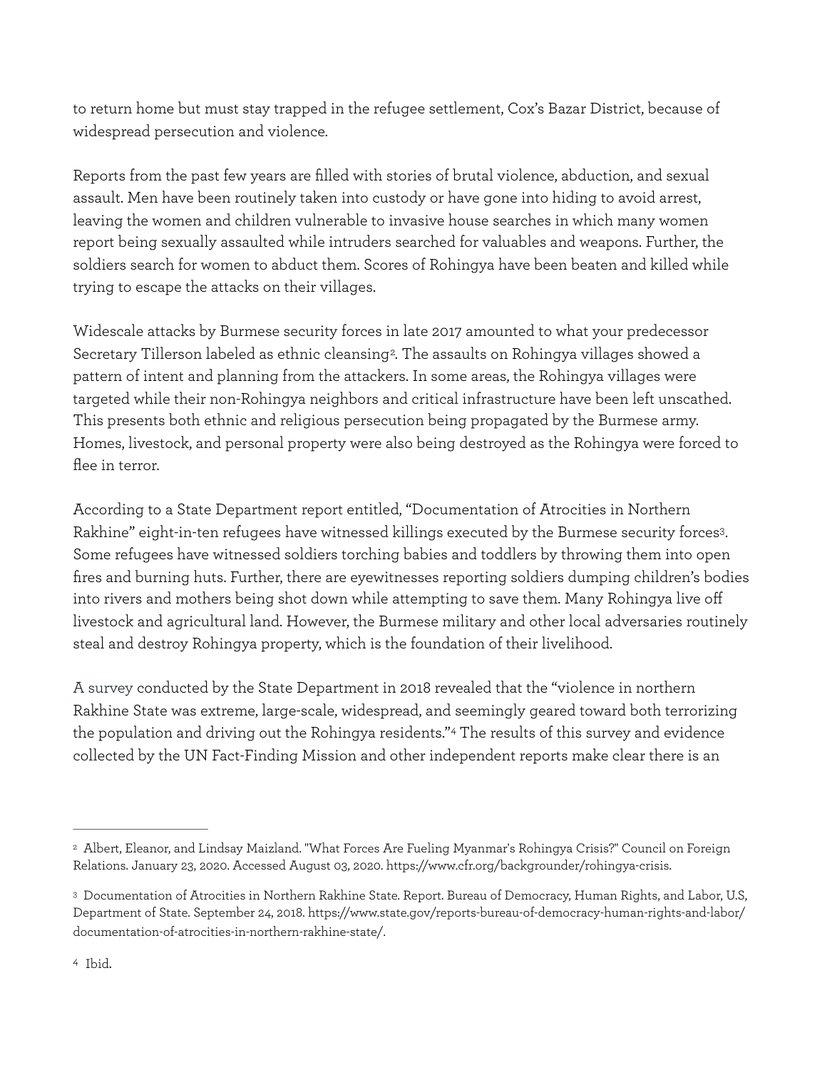to return home but must stay trapped in the refugee settlement, Cox's Bazar District, because of widespread persecution and violence.

Reports from the past few years are filled with stories of brutal violence, abduction, and sexual assault. Men have been routinely taken into custody or have gone into hiding to avoid arrest, leaving the women and children vulnerable to invasive house searches in which many women report being sexually assaulted while intruders searched for valuables and weapons. Further, the soldiers search for women to abduct them. Scores of Rohingya have been beaten and killed while trying to escape the attacks on their villages.

Widescale attacks by Burmese security forces in late 2017 amounted to what your predecessor Secretary Tillerson labeled as ethnic cleansing[2]. The assaults on Rohingya villages showed a pattern of intent and planning from the attackers. In some areas, the Rohingya villages were targeted while their non-Rohingya neighbors and critical infrastructure have been left unscathed. This presents both ethnic and religious persecution being propagated by the Burmese army. Homes, livestock, and personal property were also being destroyed as the Rohingya were forced to flee in terror.

According to a State Department report entitled, "Documentation of Atrocities in Northern Rakhine" eight-in-ten refugees have witnessed killings executed by the Burmese security forces[3]. Some refugees have witnessed soldiers torching babies and toddlers by throwing them into open fires and burning huts. Further, there are eyewitnesses reporting soldiers dumping children's bodies into rivers and mothers being shot down while attempting to save them. Many Rohingya live off livestock and agricultural land. However, the Burmese military and other local adversaries routinely steal and destroy Rohingya property, which is the foundation of their livelihood.

A survey conducted by the State Department in 2018 revealed that the "violence in northern Rakhine State was extreme, large-scale, widespread, and seemingly geared toward both terrorizing the population and driving out the Rohingya residents."[4] The results of this survey and evidence collected by the UN Fact-Finding Mission and other independent reports make clear there is an

---

[2] Albert, Eleanor, and Lindsay Maizland. "What Forces Are Fueling Myanmar's Rohingya Crisis?" Council on Foreign Relations. January 23, 2020. Accessed August 03, 2020. https://www.cfr.org/backgrounder/rohingya-crisis.

[3] Documentation of Atrocities in Northern Rakhine State. Report. Bureau of Democracy, Human Rights, and Labor, U.S, Department of State. September 24, 2018. https://www.state.gov/reports-bureau-of-democracy-human-rights-and-labor/documentation-of-atrocities-in-northern-rakhine-state/.

[4] Ibid.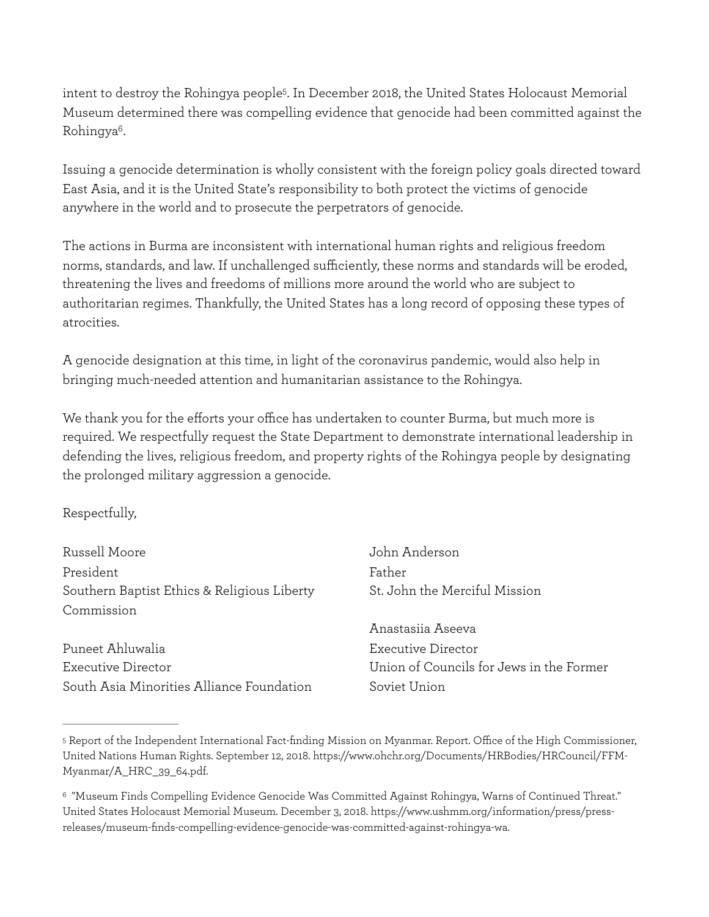intent to destroy the Rohingya people[5]. In December 2018, the United States Holocaust Memorial Museum determined there was compelling evidence that genocide had been committed against the Rohingya[6].

Issuing a genocide determination is wholly consistent with the foreign policy goals directed toward East Asia, and it is the United State's responsibility to both protect the victims of genocide anywhere in the world and to prosecute the perpetrators of genocide.

The actions in Burma are inconsistent with international human rights and religious freedom norms, standards, and law. If unchallenged sufficiently, these norms and standards will be eroded, threatening the lives and freedoms of millions more around the world who are subject to authoritarian regimes. Thankfully, the United States has a long record of opposing these types of atrocities.

A genocide designation at this time, in light of the coronavirus pandemic, would also help in bringing much-needed attention and humanitarian assistance to the Rohingya.

We thank you for the efforts your office has undertaken to counter Burma, but much more is required. We respectfully request the State Department to demonstrate international leadership in defending the lives, religious freedom, and property rights of the Rohingya people by designating the prolonged military aggression a genocide.

Respectfully,

Russell Moore
President
Southern Baptist Ethics & Religious Liberty Commission

Puneet Ahluwalia
Executive Director
South Asia Minorities Alliance Foundation

John Anderson
Father
St. John the Merciful Mission

Anastasiia Aseeva
Executive Director
Union of Councils for Jews in the Former Soviet Union

---

[5] Report of the Independent International Fact-finding Mission on Myanmar. Report. Office of the High Commissioner, United Nations Human Rights. September 12, 2018. https://www.ohchr.org/Documents/HRBodies/HRCouncil/FFM-Myanmar/A_HRC_39_64.pdf.

[6] "Museum Finds Compelling Evidence Genocide Was Committed Against Rohingya, Warns of Continued Threat." United States Holocaust Memorial Museum. December 3, 2018. https://www.ushmm.org/information/press/press-releases/museum-finds-compelling-evidence-genocide-was-committed-against-rohingya-wa.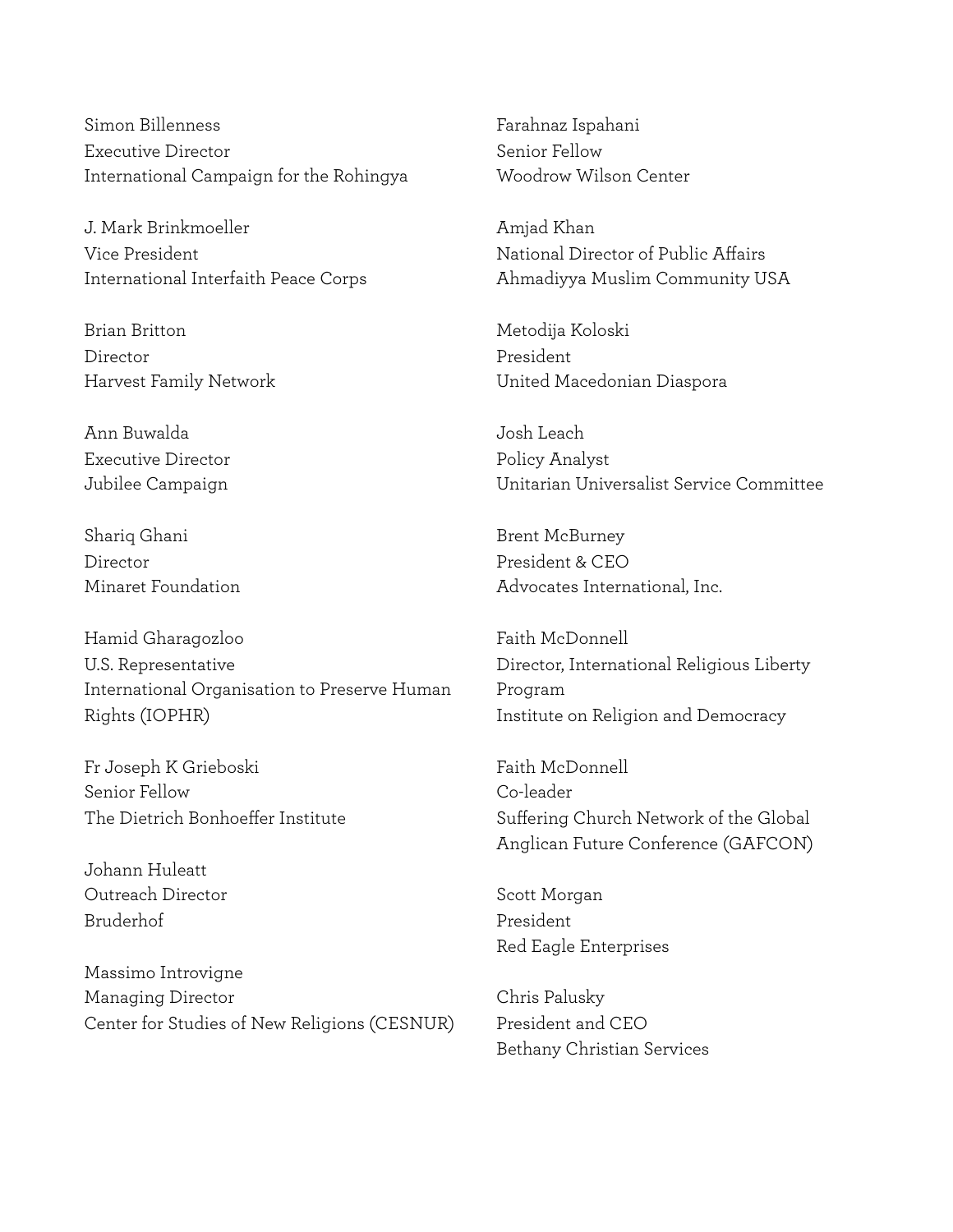Simon Billenness
Executive Director
International Campaign for the Rohingya

J. Mark Brinkmoeller
Vice President
International Interfaith Peace Corps

Brian Britton
Director
Harvest Family Network

Ann Buwalda
Executive Director
Jubilee Campaign

Shariq Ghani
Director
Minaret Foundation

Hamid Gharagozloo
U.S. Representative
International Organisation to Preserve Human Rights (IOPHR)

Fr Joseph K Grieboski
Senior Fellow
The Dietrich Bonhoeffer Institute

Johann Huleatt
Outreach Director
Bruderhof

Massimo Introvigne
Managing Director
Center for Studies of New Religions (CESNUR)

Farahnaz Ispahani
Senior Fellow
Woodrow Wilson Center

Amjad Khan
National Director of Public Affairs
Ahmadiyya Muslim Community USA

Metodija Koloski
President
United Macedonian Diaspora

Josh Leach
Policy Analyst
Unitarian Universalist Service Committee

Brent McBurney
President & CEO
Advocates International, Inc.

Faith McDonnell
Director, International Religious Liberty Program
Institute on Religion and Democracy

Faith McDonnell
Co-leader
Suffering Church Network of the Global Anglican Future Conference (GAFCON)

Scott Morgan
President
Red Eagle Enterprises

Chris Palusky
President and CEO
Bethany Christian Services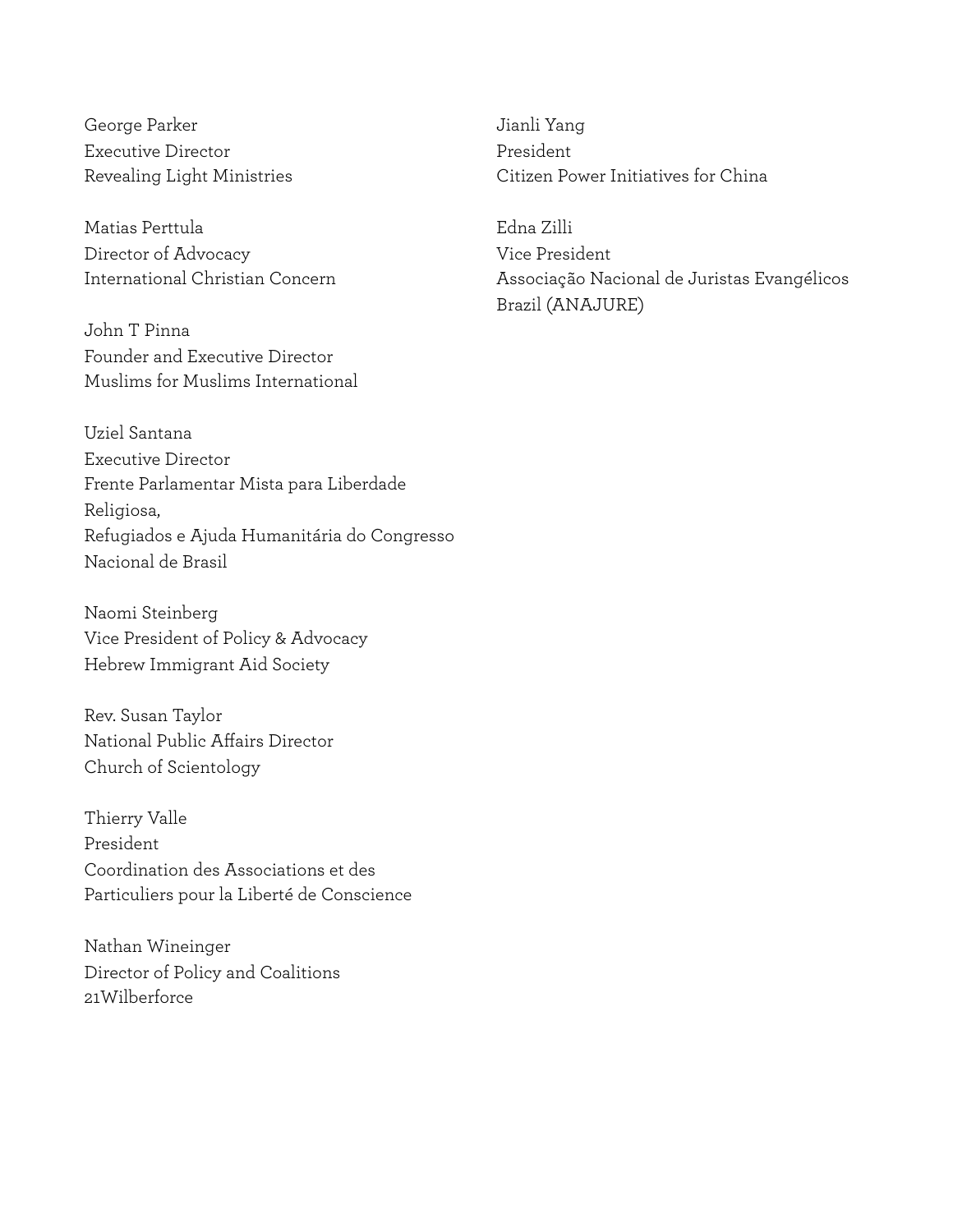George Parker
Executive Director
Revealing Light Ministries

Matias Perttula
Director of Advocacy
International Christian Concern

John T Pinna
Founder and Executive Director
Muslims for Muslims International

Uziel Santana
Executive Director
Frente Parlamentar Mista para Liberdade Religiosa,
Refugiados e Ajuda Humanitária do Congresso Nacional de Brasil

Naomi Steinberg
Vice President of Policy & Advocacy
Hebrew Immigrant Aid Society

Rev. Susan Taylor
National Public Affairs Director
Church of Scientology

Thierry Valle
President
Coordination des Associations et des Particuliers pour la Liberté de Conscience

Nathan Wineinger
Director of Policy and Coalitions
21Wilberforce

Jianli Yang
President
Citizen Power Initiatives for China

Edna Zilli
Vice President
Associação Nacional de Juristas Evangélicos Brazil (ANAJURE)